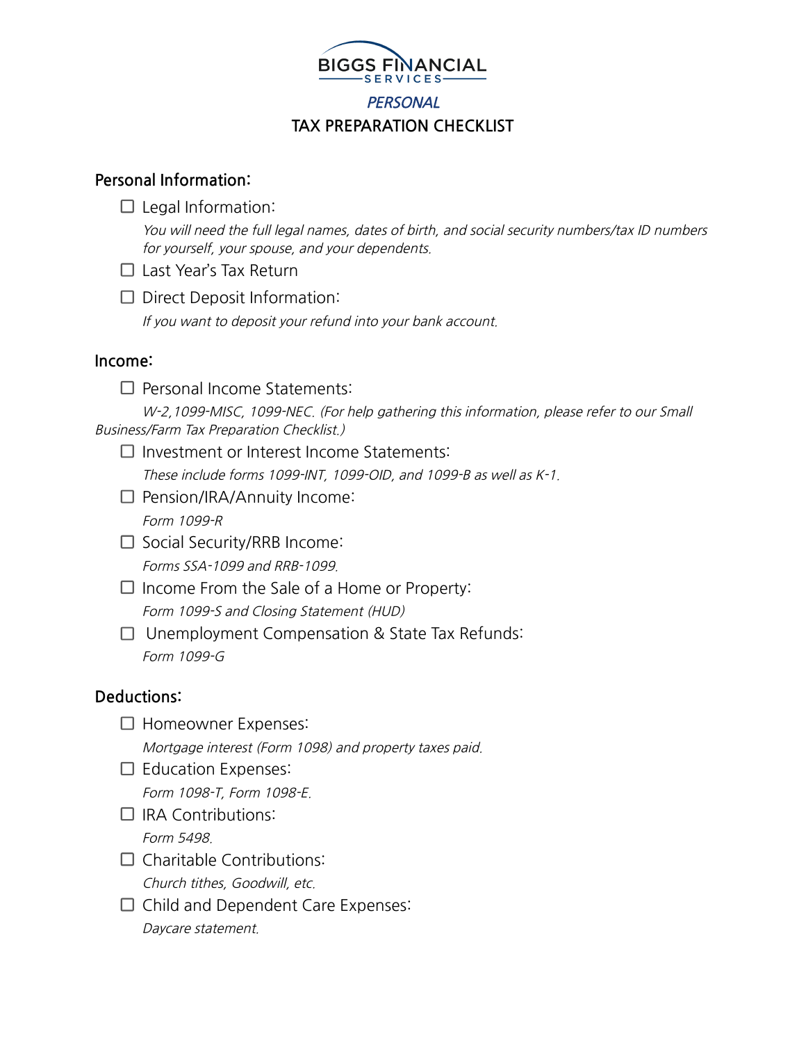# BIGGS FINANCIAL SERVICES

## *PERSONAL*

## TAX PREPARATION CHECKLIST

### Personal Information:

- ☐ Legal Information:

  *You will need the full legal names, dates of birth, and social security numbers/tax ID numbers for yourself, your spouse, and your dependents.*

- ☐ Last Year's Tax Return
- ☐ Direct Deposit Information:

  *If you want to deposit your refund into your bank account.*

### Income:

- ☐ Personal Income Statements:

  *W-2,1099-MISC, 1099-NEC. (For help gathering this information, please refer to our Small Business/Farm Tax Preparation Checklist.)*

- ☐ Investment or Interest Income Statements:

  *These include forms 1099-INT, 1099-OID, and 1099-B as well as K-1.*

- ☐ Pension/IRA/Annuity Income:

  *Form 1099-R*

- ☐ Social Security/RRB Income:

  *Forms SSA-1099 and RRB-1099.*

- ☐ Income From the Sale of a Home or Property:

  *Form 1099-S and Closing Statement (HUD)*

- ☐ Unemployment Compensation & State Tax Refunds:

  *Form 1099-G*

### Deductions:

- ☐ Homeowner Expenses:

  *Mortgage interest (Form 1098) and property taxes paid.*

- ☐ Education Expenses:

  *Form 1098-T, Form 1098-E.*

- ☐ IRA Contributions:

  *Form 5498.*

- ☐ Charitable Contributions:

  *Church tithes, Goodwill, etc.*

- ☐ Child and Dependent Care Expenses:

  *Daycare statement.*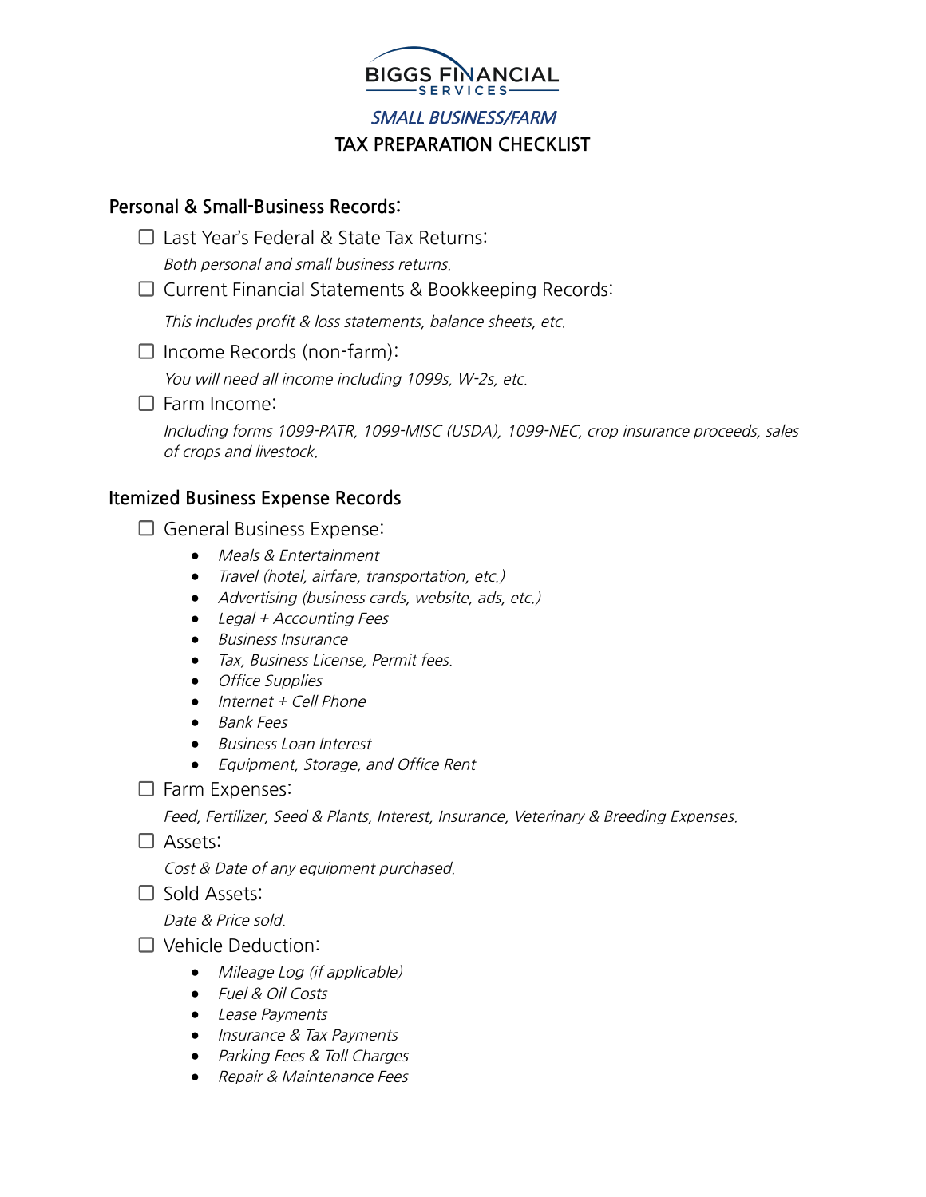BIGGS FINANCIAL
SERVICES

*SMALL BUSINESS/FARM*

# TAX PREPARATION CHECKLIST

## Personal & Small-Business Records:

- ☐ Last Year's Federal & State Tax Returns:

  *Both personal and small business returns.*

- ☐ Current Financial Statements & Bookkeeping Records:

  *This includes profit & loss statements, balance sheets, etc.*

- ☐ Income Records (non-farm):

  *You will need all income including 1099s, W-2s, etc.*

- ☐ Farm Income:

  *Including forms 1099-PATR, 1099-MISC (USDA), 1099-NEC, crop insurance proceeds, sales of crops and livestock.*

## Itemized Business Expense Records

- ☐ General Business Expense:
  - *Meals & Entertainment*
  - *Travel (hotel, airfare, transportation, etc.)*
  - *Advertising (business cards, website, ads, etc.)*
  - *Legal + Accounting Fees*
  - *Business Insurance*
  - *Tax, Business License, Permit fees.*
  - *Office Supplies*
  - *Internet + Cell Phone*
  - *Bank Fees*
  - *Business Loan Interest*
  - *Equipment, Storage, and Office Rent*

- ☐ Farm Expenses:

  *Feed, Fertilizer, Seed & Plants, Interest, Insurance, Veterinary & Breeding Expenses.*

- ☐ Assets:

  *Cost & Date of any equipment purchased.*

- ☐ Sold Assets:

  *Date & Price sold.*

- ☐ Vehicle Deduction:
  - *Mileage Log (if applicable)*
  - *Fuel & Oil Costs*
  - *Lease Payments*
  - *Insurance & Tax Payments*
  - *Parking Fees & Toll Charges*
  - *Repair & Maintenance Fees*